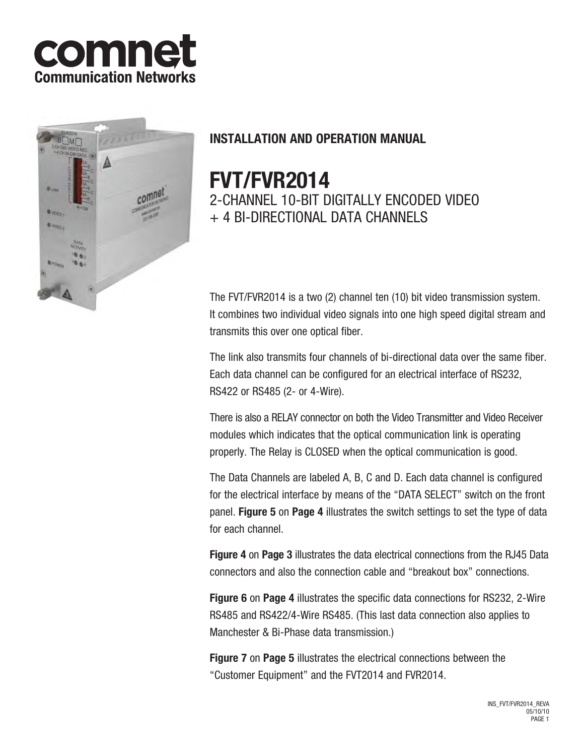comnet
Communication Networks

## INSTALLATION AND OPERATION MANUAL

# FVT/FVR2014

2-CHANNEL 10-BIT DIGITALLY ENCODED VIDEO
+ 4 BI-DIRECTIONAL DATA CHANNELS

The FVT/FVR2014 is a two (2) channel ten (10) bit video transmission system. It combines two individual video signals into one high speed digital stream and transmits this over one optical fiber.

The link also transmits four channels of bi-directional data over the same fiber. Each data channel can be configured for an electrical interface of RS232, RS422 or RS485 (2- or 4-Wire).

There is also a RELAY connector on both the Video Transmitter and Video Receiver modules which indicates that the optical communication link is operating properly. The Relay is CLOSED when the optical communication is good.

The Data Channels are labeled A, B, C and D. Each data channel is configured for the electrical interface by means of the "DATA SELECT" switch on the front panel. **Figure 5** on **Page 4** illustrates the switch settings to set the type of data for each channel.

**Figure 4** on **Page 3** illustrates the data electrical connections from the RJ45 Data connectors and also the connection cable and "breakout box" connections.

**Figure 6** on **Page 4** illustrates the specific data connections for RS232, 2-Wire RS485 and RS422/4-Wire RS485. (This last data connection also applies to Manchester & Bi-Phase data transmission.)

**Figure 7** on **Page 5** illustrates the electrical connections between the "Customer Equipment" and the FVT2014 and FVR2014.

INS_FVT/FVR2014_REVA
05/10/10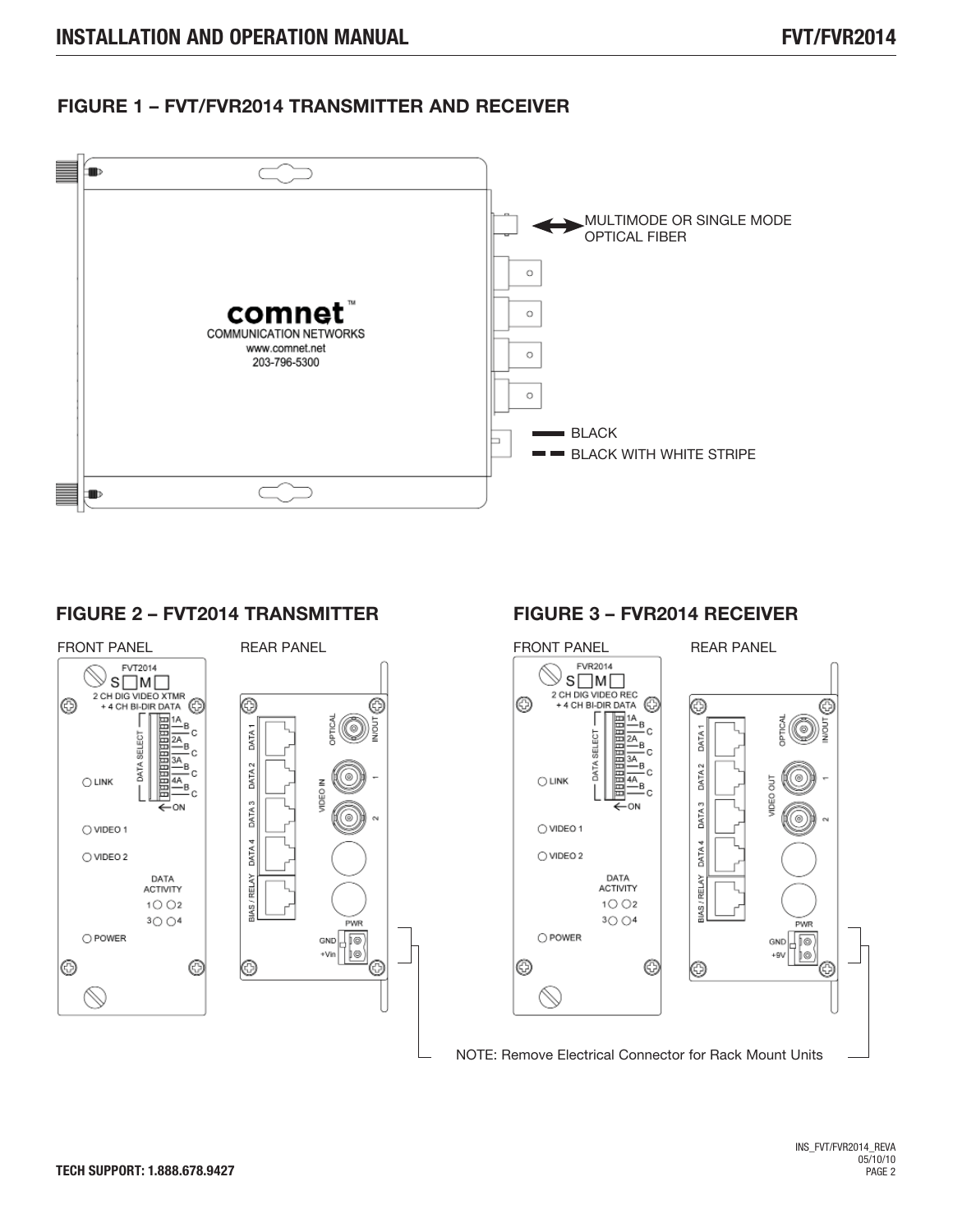## FIGURE 1 – FVT/FVR2014 TRANSMITTER AND RECEIVER

MULTIMODE OR SINGLE MODE OPTICAL FIBER

BLACK

BLACK WITH WHITE STRIPE

## FIGURE 2 – FVT2014 TRANSMITTER

FRONT PANEL

REAR PANEL

## FIGURE 3 – FVR2014 RECEIVER

FRONT PANEL

REAR PANEL

NOTE: Remove Electrical Connector for Rack Mount Units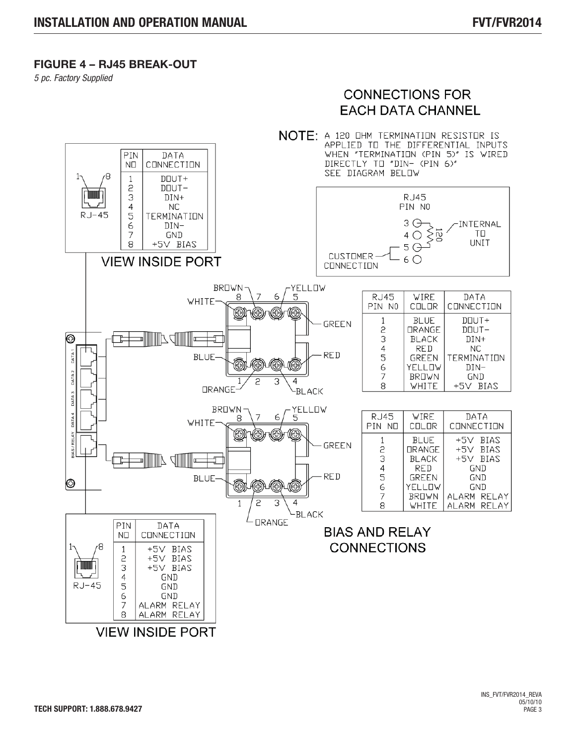## FIGURE 4 – RJ45 BREAK-OUT

*5 pc. Factory Supplied*

### CONNECTIONS FOR EACH DATA CHANNEL

NOTE: A 120 OHM TERMINATION RESISTOR IS APPLIED TO THE DIFFERENTIAL INPUTS WHEN "TERMINATION (PIN 5)" IS WIRED DIRECTLY TO "DIN- (PIN 6)" SEE DIAGRAM BELOW

RJ45 PIN NO

3, 4, 5, 6 — 120 — INTERNAL TO UNIT — CUSTOMER CONNECTION

| PIN NO | DATA CONNECTION |
|---|---|
| 1 | DOUT+ |
| 2 | DOUT- |
| 3 | DIN+ |
| 4 | NC |
| 5 | TERMINATION |
| 6 | DIN- |
| 7 | GND |
| 8 | +5V BIAS |

RJ-45

VIEW INSIDE PORT

| RJ45 PIN NO | WIRE COLOR | DATA CONNECTION |
|---|---|---|
| 1 | BLUE | DOUT+ |
| 2 | ORANGE | DOUT- |
| 3 | BLACK | DIN+ |
| 4 | RED | NC |
| 5 | GREEN | TERMINATION |
| 6 | YELLOW | DIN- |
| 7 | BROWN | GND |
| 8 | WHITE | +5V BIAS |

DATA 1, DATA 2, DATA 3, DATA 4, BIAS / RELAY

BROWN, YELLOW, WHITE, GREEN, BLUE, RED, ORANGE, BLACK

| RJ45 PIN NO | WIRE COLOR | DATA CONNECTION |
|---|---|---|
| 1 | BLUE | +5V BIAS |
| 2 | ORANGE | +5V BIAS |
| 3 | BLACK | +5V BIAS |
| 4 | RED | GND |
| 5 | GREEN | GND |
| 6 | YELLOW | GND |
| 7 | BROWN | ALARM RELAY |
| 8 | WHITE | ALARM RELAY |

### BIAS AND RELAY CONNECTIONS

| PIN NO | DATA CONNECTION |
|---|---|
| 1 | +5V BIAS |
| 2 | +5V BIAS |
| 3 | +5V BIAS |
| 4 | GND |
| 5 | GND |
| 6 | GND |
| 7 | ALARM RELAY |
| 8 | ALARM RELAY |

RJ-45

VIEW INSIDE PORT

**TECH SUPPORT: 1.888.678.9427**

INS_FVT/FVR2014_REVA 05/10/10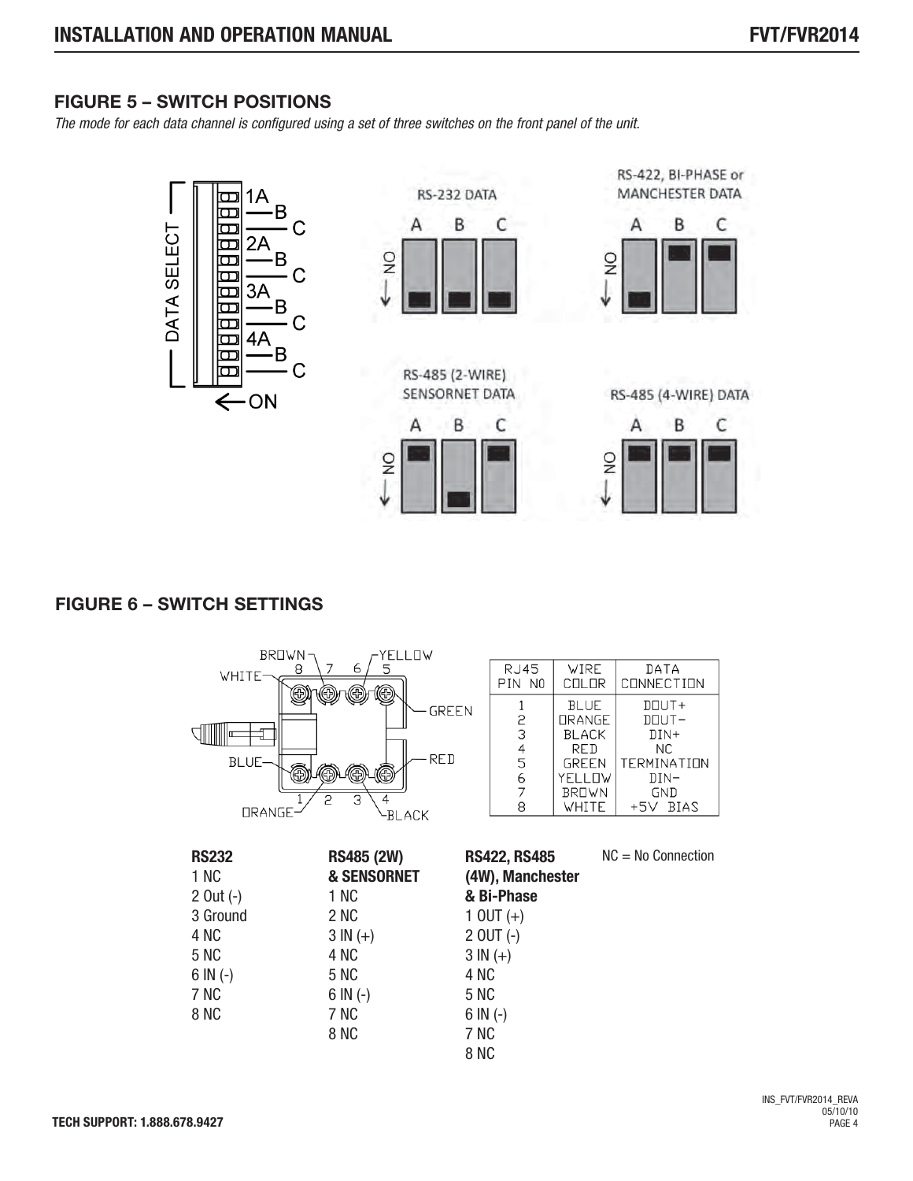## FIGURE 5 – SWITCH POSITIONS

*The mode for each data channel is configured using a set of three switches on the front panel of the unit.*

## FIGURE 6 – SWITCH SETTINGS

| RJ45 PIN NO | WIRE COLOR | DATA CONNECTION |
|---|---|---|
| 1 | BLUE | DOUT+ |
| 2 | ORANGE | DOUT− |
| 3 | BLACK | DIN+ |
| 4 | RED | NC |
| 5 | GREEN | TERMINATION |
| 6 | YELLOW | DIN− |
| 7 | BROWN | GND |
| 8 | WHITE | +5V BIAS |

**RS232**
1 NC
2 Out (-)
3 Ground
4 NC
5 NC
6 IN (-)
7 NC
8 NC

**RS485 (2W) & SENSORNET**
1 NC
2 NC
3 IN (+)
4 NC
5 NC
6 IN (-)
7 NC
8 NC

**RS422, RS485 (4W), Manchester & Bi-Phase**
1 OUT (+)
2 OUT (-)
3 IN (+)
4 NC
5 NC
6 IN (-)
7 NC
8 NC

NC = No Connection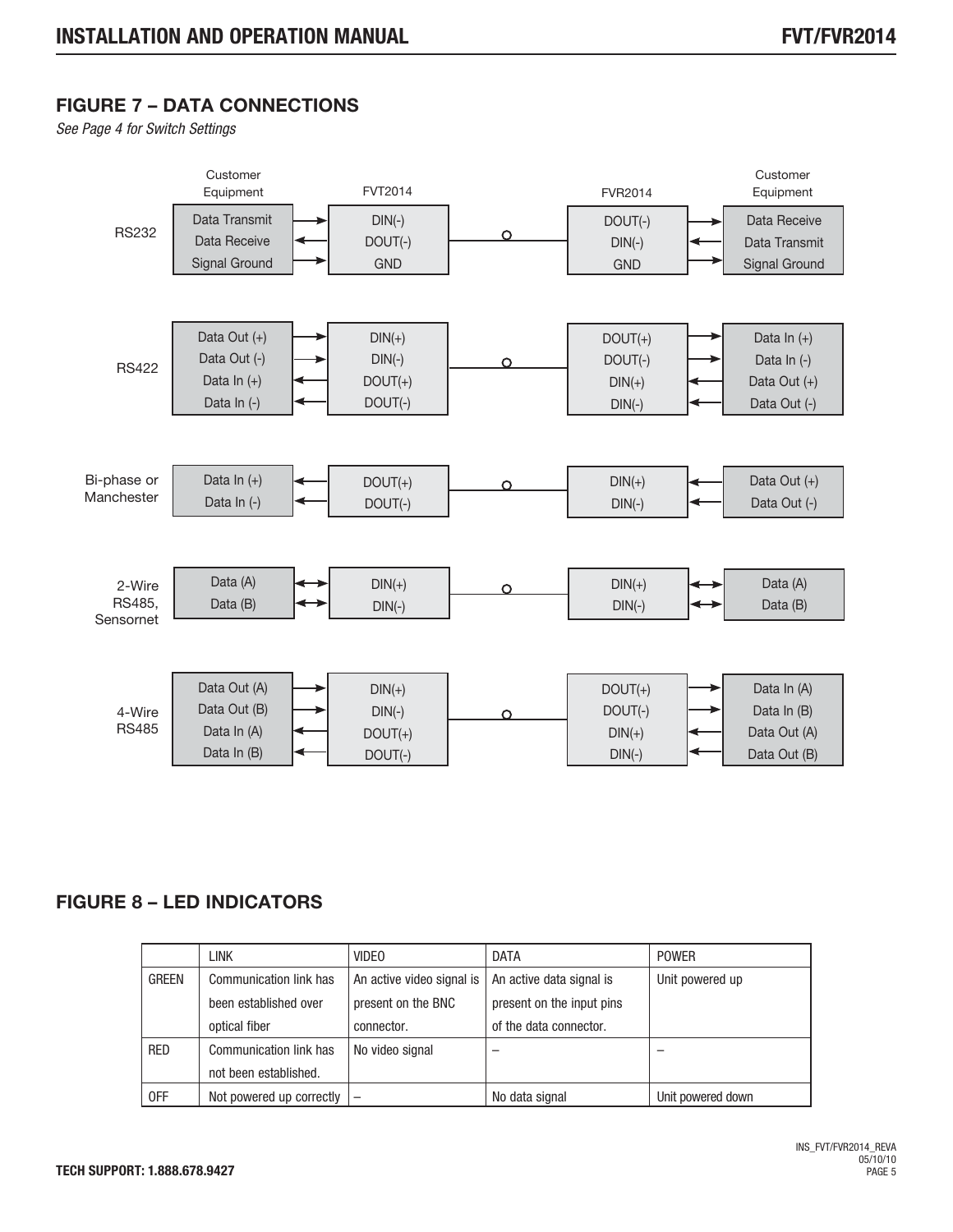## FIGURE 7 – DATA CONNECTIONS

*See Page 4 for Switch Settings*

| | Customer Equipment | | FVT2014 | | FVR2014 | | Customer Equipment |
|---|---|---|---|---|---|---|---|
| RS232 | Data Transmit | → | DIN(-) | | DOUT(-) | → | Data Receive |
| | Data Receive | ← | DOUT(-) | | DIN(-) | ← | Data Transmit |
| | Signal Ground | → | GND | | GND | → | Signal Ground |
| RS422 | Data Out (+) | → | DIN(+) | | DOUT(+) | → | Data In (+) |
| | Data Out (-) | → | DIN(-) | | DOUT(-) | → | Data In (-) |
| | Data In (+) | ← | DOUT(+) | | DIN(+) | ← | Data Out (+) |
| | Data In (-) | ← | DOUT(-) | | DIN(-) | ← | Data Out (-) |
| Bi-phase or Manchester | Data In (+) | ← | DOUT(+) | | DIN(+) | ← | Data Out (+) |
| | Data In (-) | ← | DOUT(-) | | DIN(-) | ← | Data Out (-) |
| 2-Wire RS485, Sensornet | Data (A) | ↔ | DIN(+) | | DIN(+) | ↔ | Data (A) |
| | Data (B) | ↔ | DIN(-) | | DIN(-) | ↔ | Data (B) |
| 4-Wire RS485 | Data Out (A) | → | DIN(+) | | DOUT(+) | → | Data In (A) |
| | Data Out (B) | → | DIN(-) | | DOUT(-) | → | Data In (B) |
| | Data In (A) | ← | DOUT(+) | | DIN(+) | ← | Data Out (A) |
| | Data In (B) | ← | DOUT(-) | | DIN(-) | ← | Data Out (B) |

## FIGURE 8 – LED INDICATORS

| | LINK | VIDEO | DATA | POWER |
|---|---|---|---|---|
| GREEN | Communication link has been established over optical fiber | An active video signal is present on the BNC connector. | An active data signal is present on the input pins of the data connector. | Unit powered up |
| RED | Communication link has not been established. | No video signal | – | – |
| OFF | Not powered up correctly | – | No data signal | Unit powered down |

**TECH SUPPORT: 1.888.678.9427**

INS_FVT/FVR2014_REVA
05/10/10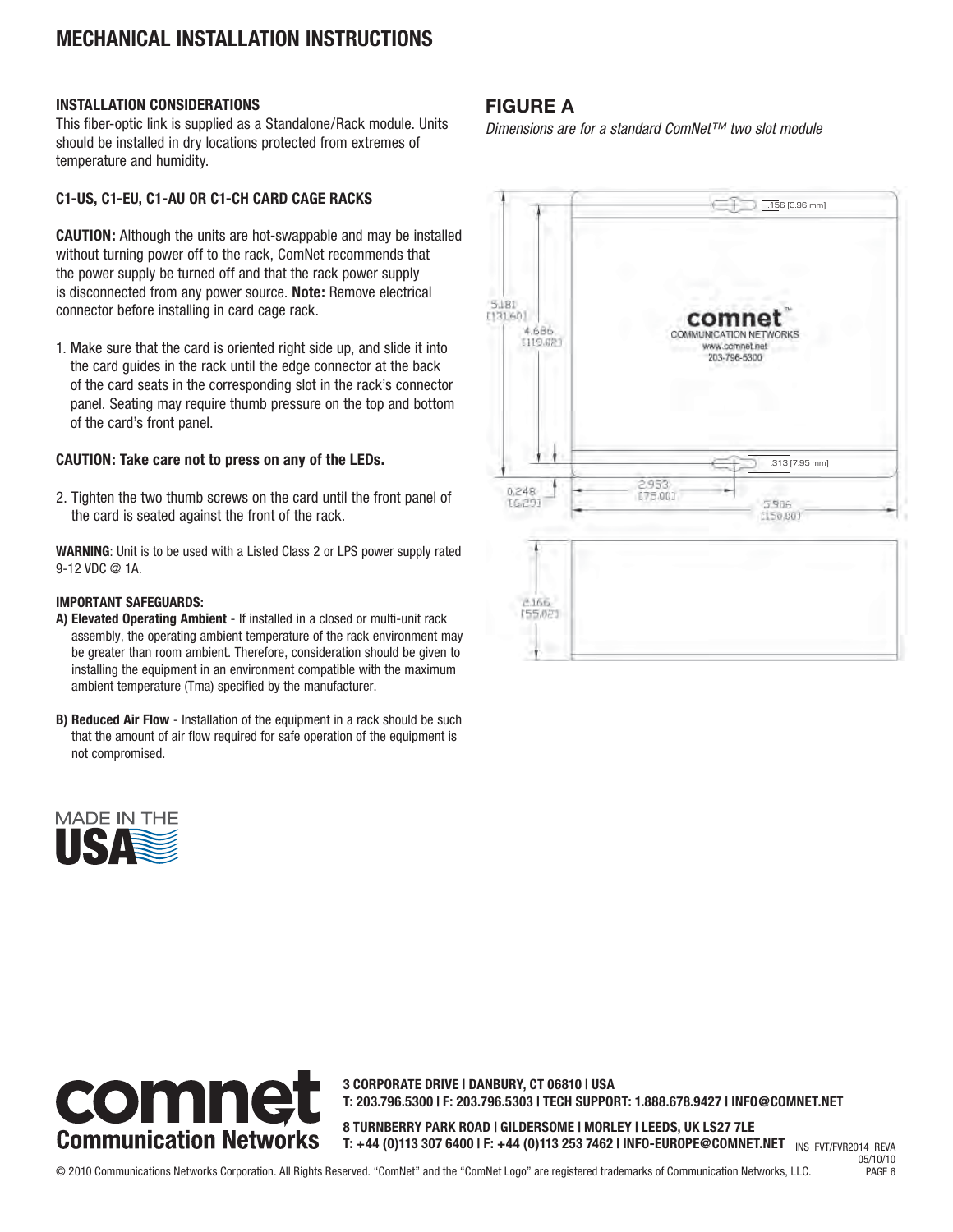# MECHANICAL INSTALLATION INSTRUCTIONS

### INSTALLATION CONSIDERATIONS

This fiber-optic link is supplied as a Standalone/Rack module. Units should be installed in dry locations protected from extremes of temperature and humidity.

### C1-US, C1-EU, C1-AU OR C1-CH CARD CAGE RACKS

**CAUTION:** Although the units are hot-swappable and may be installed without turning power off to the rack, ComNet recommends that the power supply be turned off and that the rack power supply is disconnected from any power source. **Note:** Remove electrical connector before installing in card cage rack.

1. Make sure that the card is oriented right side up, and slide it into the card guides in the rack until the edge connector at the back of the card seats in the corresponding slot in the rack's connector panel. Seating may require thumb pressure on the top and bottom of the card's front panel.

**CAUTION: Take care not to press on any of the LEDs.**

2. Tighten the two thumb screws on the card until the front panel of the card is seated against the front of the rack.

**WARNING**: Unit is to be used with a Listed Class 2 or LPS power supply rated 9-12 VDC @ 1A.

**IMPORTANT SAFEGUARDS:**

**A) Elevated Operating Ambient** - If installed in a closed or multi-unit rack assembly, the operating ambient temperature of the rack environment may be greater than room ambient. Therefore, consideration should be given to installing the equipment in an environment compatible with the maximum ambient temperature (Tma) specified by the manufacturer.

**B) Reduced Air Flow** - Installation of the equipment in a rack should be such that the amount of air flow required for safe operation of the equipment is not compromised.

## FIGURE A

*Dimensions are for a standard ComNet™ two slot module*

.156 [3.96 mm]
5.181 [131.60]
4.686 [119.02]
comnet™ COMMUNICATION NETWORKS www.comnet.net 203-796-5300
.313 [7.95 mm]
0.248 [6.29]
2.953 [75.00]
5.906 [150.00]
2.166 [55.02]

MADE IN THE USA

comnet Communication Networks

**3 CORPORATE DRIVE | DANBURY, CT 06810 | USA**
**T: 203.796.5300 | F: 203.796.5303 | TECH SUPPORT: 1.888.678.9427 | INFO@COMNET.NET**

**8 TURNBERRY PARK ROAD | GILDERSOME | MORLEY | LEEDS, UK LS27 7LE**
**T: +44 (0)113 307 6400 | F: +44 (0)113 253 7462 | INFO-EUROPE@COMNET.NET**

INS_FVT/FVR2014_REVA 05/10/10

© 2010 Communications Networks Corporation. All Rights Reserved. "ComNet" and the "ComNet Logo" are registered trademarks of Communication Networks, LLC.